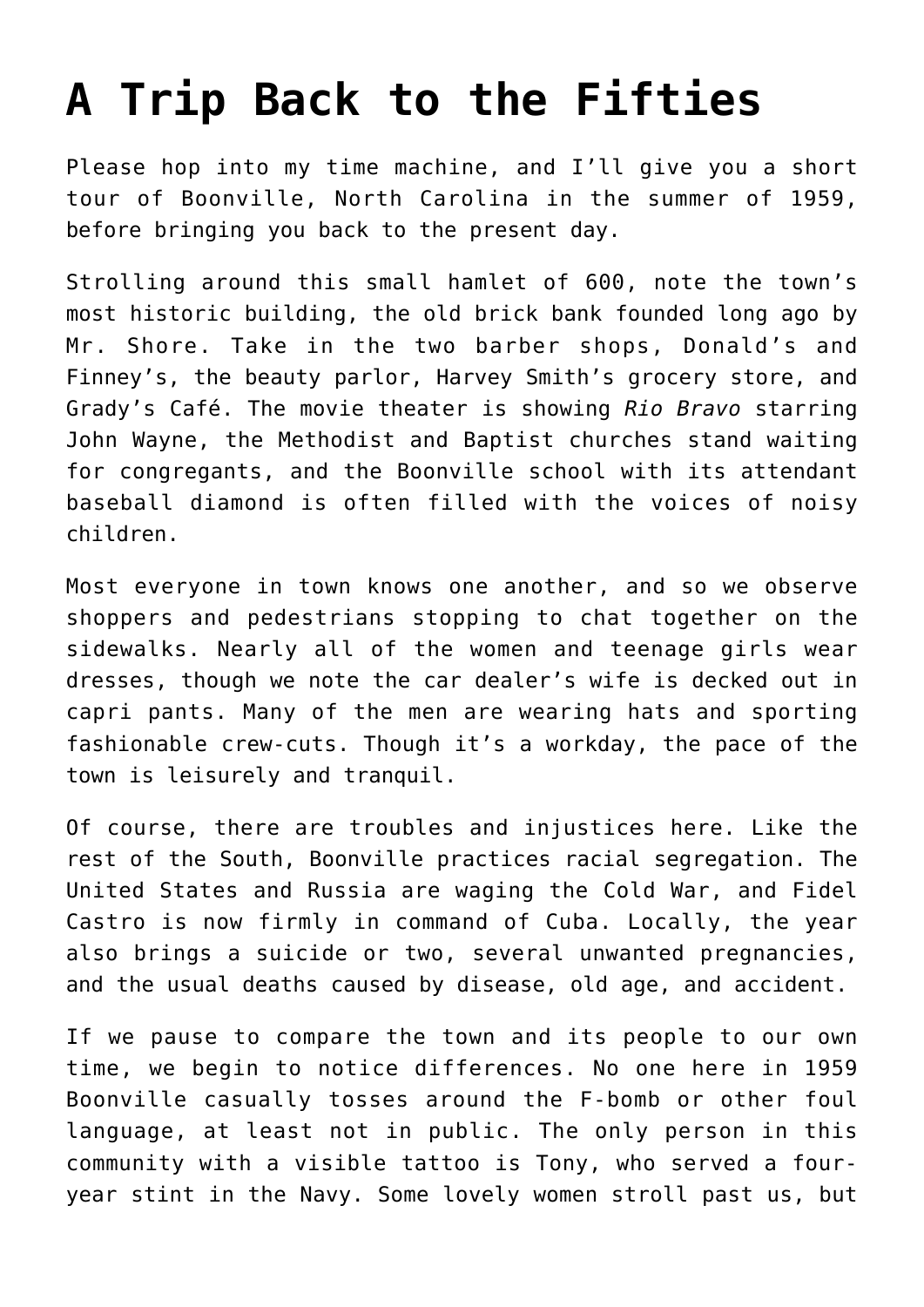# A Trip Back to the Fifties

Please hop into my time machine, and I'll give you a short tour of Boonville, North Carolina in the summer of 1959, before bringing you back to the present day.

Strolling around this small hamlet of 600, note the town's most historic building, the old brick bank founded long ago by Mr. Shore. Take in the two barber shops, Donald's and Finney's, the beauty parlor, Harvey Smith's grocery store, and Grady's Café. The movie theater is showing *Rio Bravo* starring John Wayne, the Methodist and Baptist churches stand waiting for congregants, and the Boonville school with its attendant baseball diamond is often filled with the voices of noisy children.

Most everyone in town knows one another, and so we observe shoppers and pedestrians stopping to chat together on the sidewalks. Nearly all of the women and teenage girls wear dresses, though we note the car dealer's wife is decked out in capri pants. Many of the men are wearing hats and sporting fashionable crew-cuts. Though it's a workday, the pace of the town is leisurely and tranquil.

Of course, there are troubles and injustices here. Like the rest of the South, Boonville practices racial segregation. The United States and Russia are waging the Cold War, and Fidel Castro is now firmly in command of Cuba. Locally, the year also brings a suicide or two, several unwanted pregnancies, and the usual deaths caused by disease, old age, and accident.

If we pause to compare the town and its people to our own time, we begin to notice differences. No one here in 1959 Boonville casually tosses around the F-bomb or other foul language, at least not in public. The only person in this community with a visible tattoo is Tony, who served a four-year stint in the Navy. Some lovely women stroll past us, but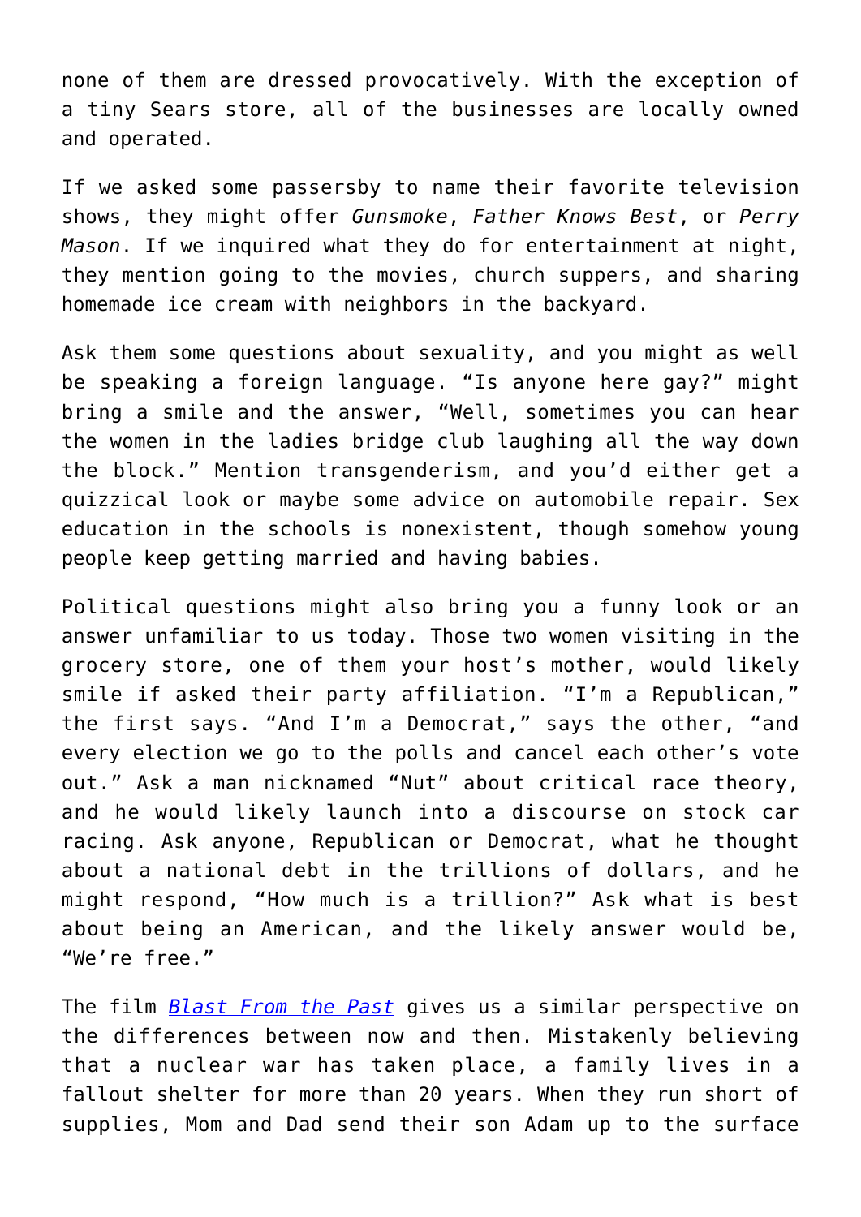none of them are dressed provocatively. With the exception of a tiny Sears store, all of the businesses are locally owned and operated.

If we asked some passersby to name their favorite television shows, they might offer *Gunsmoke*, *Father Knows Best*, or *Perry Mason*. If we inquired what they do for entertainment at night, they mention going to the movies, church suppers, and sharing homemade ice cream with neighbors in the backyard.

Ask them some questions about sexuality, and you might as well be speaking a foreign language. "Is anyone here gay?" might bring a smile and the answer, "Well, sometimes you can hear the women in the ladies bridge club laughing all the way down the block." Mention transgenderism, and you'd either get a quizzical look or maybe some advice on automobile repair. Sex education in the schools is nonexistent, though somehow young people keep getting married and having babies.

Political questions might also bring you a funny look or an answer unfamiliar to us today. Those two women visiting in the grocery store, one of them your host's mother, would likely smile if asked their party affiliation. "I'm a Republican," the first says. "And I'm a Democrat," says the other, "and every election we go to the polls and cancel each other's vote out." Ask a man nicknamed "Nut" about critical race theory, and he would likely launch into a discourse on stock car racing. Ask anyone, Republican or Democrat, what he thought about a national debt in the trillions of dollars, and he might respond, "How much is a trillion?" Ask what is best about being an American, and the likely answer would be, "We're free."

The film *Blast From the Past* gives us a similar perspective on the differences between now and then. Mistakenly believing that a nuclear war has taken place, a family lives in a fallout shelter for more than 20 years. When they run short of supplies, Mom and Dad send their son Adam up to the surface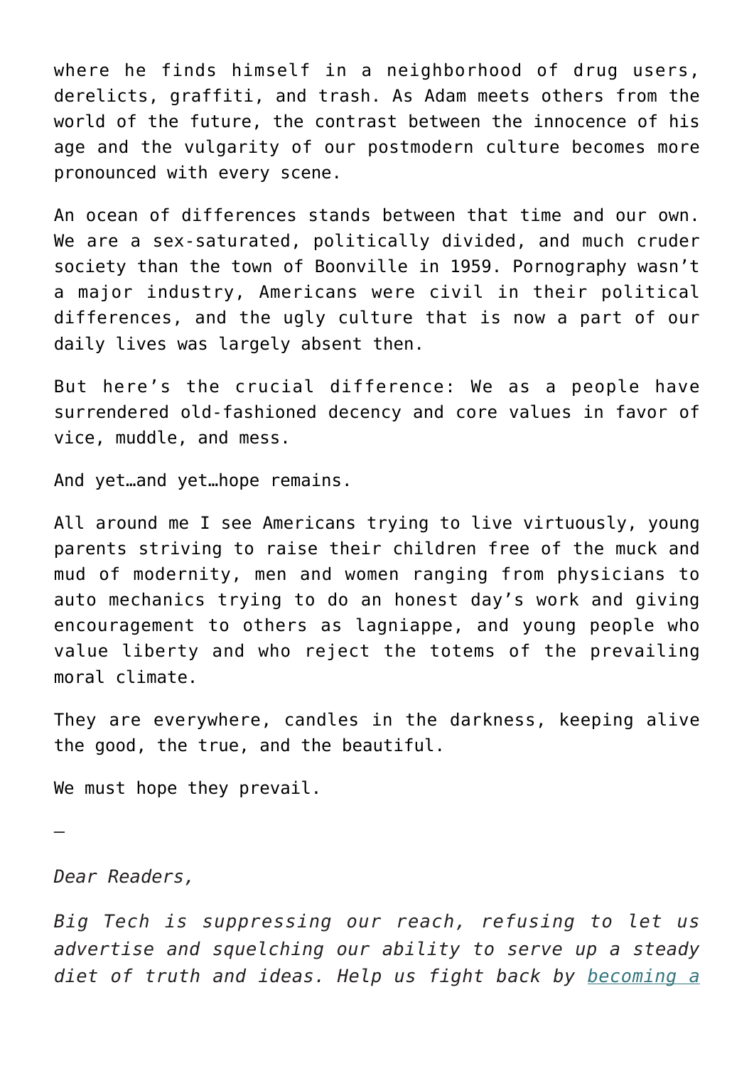where he finds himself in a neighborhood of drug users, derelicts, graffiti, and trash. As Adam meets others from the world of the future, the contrast between the innocence of his age and the vulgarity of our postmodern culture becomes more pronounced with every scene.

An ocean of differences stands between that time and our own. We are a sex-saturated, politically divided, and much cruder society than the town of Boonville in 1959. Pornography wasn't a major industry, Americans were civil in their political differences, and the ugly culture that is now a part of our daily lives was largely absent then.

But here's the crucial difference: We as a people have surrendered old-fashioned decency and core values in favor of vice, muddle, and mess.

And yet…and yet…hope remains.

All around me I see Americans trying to live virtuously, young parents striving to raise their children free of the muck and mud of modernity, men and women ranging from physicians to auto mechanics trying to do an honest day's work and giving encouragement to others as lagniappe, and young people who value liberty and who reject the totems of the prevailing moral climate.

They are everywhere, candles in the darkness, keeping alive the good, the true, and the beautiful.

We must hope they prevail.

—

*Dear Readers,*

*Big Tech is suppressing our reach, refusing to let us advertise and squelching our ability to serve up a steady diet of truth and ideas. Help us fight back by becoming a*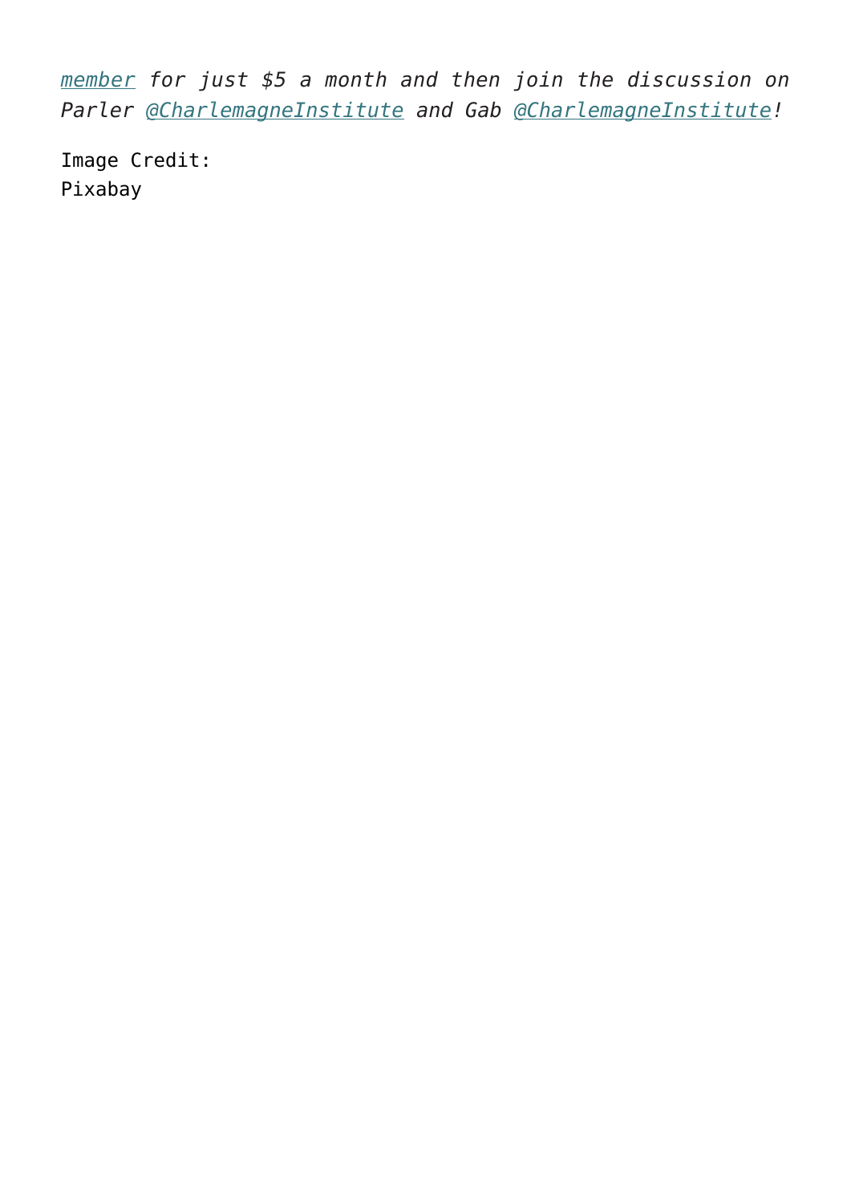*member for just $5 a month and then join the discussion on Parler @CharlemagneInstitute and Gab @CharlemagneInstitute!*

Image Credit:
Pixabay